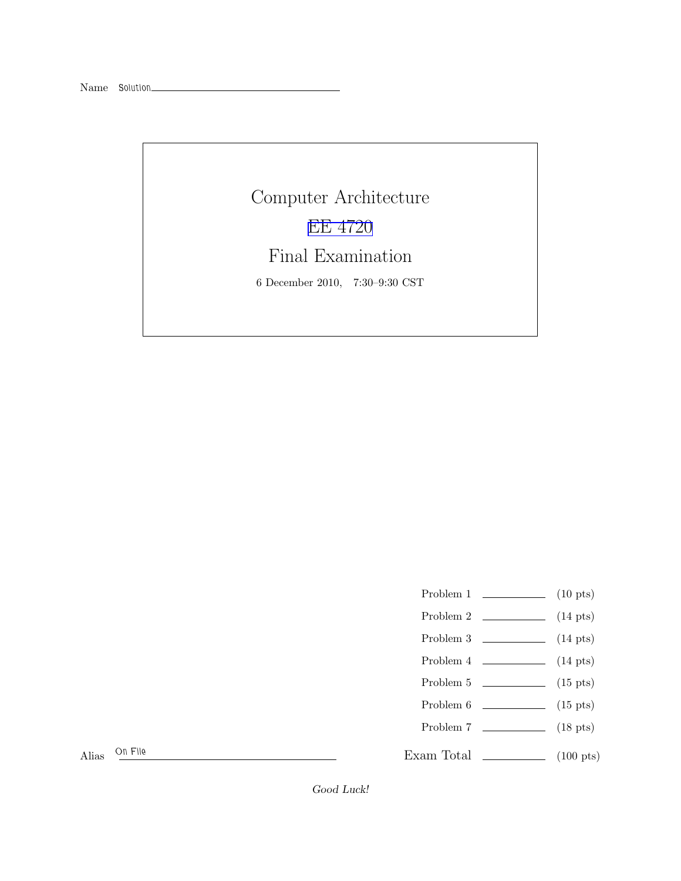Name Solution

# Computer Architecture

## EE 4720

## Final Examination

6 December 2010, 7:30–9:30 CST

| | | |
|---|---|---|
| Problem 1 | | (10 pts) |
| Problem 2 | | (14 pts) |
| Problem 3 | | (14 pts) |
| Problem 4 | | (14 pts) |
| Problem 5 | | (15 pts) |
| Problem 6 | | (15 pts) |
| Problem 7 | | (18 pts) |
| Exam Total | | (100 pts) |

Alias On File

*Good Luck!*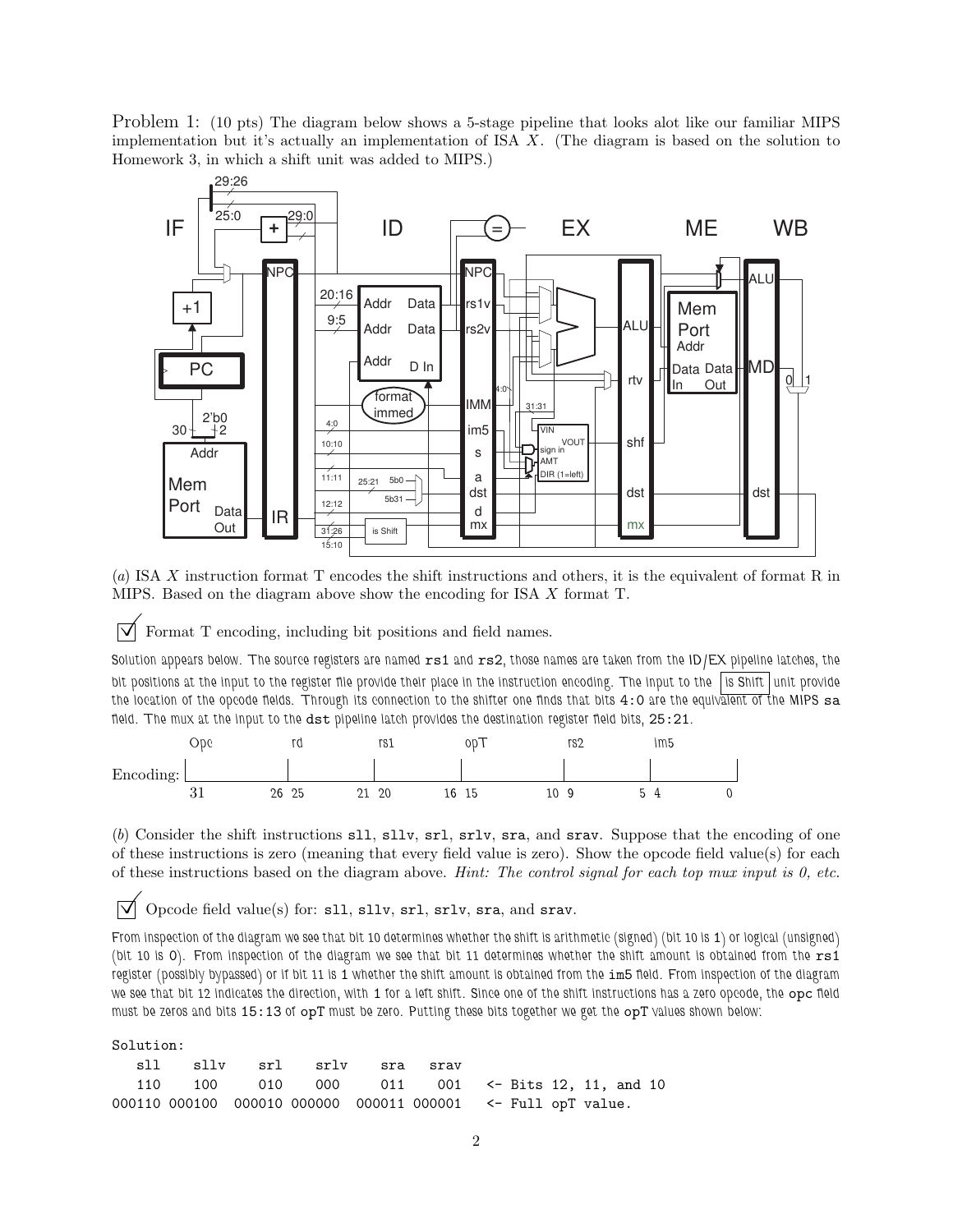Problem 1: (10 pts) The diagram below shows a 5-stage pipeline that looks alot like our familiar MIPS implementation but it's actually an implementation of ISA $X$. (The diagram is based on the solution to Homework 3, in which a shift unit was added to MIPS.)

(*a*) ISA $X$ instruction format T encodes the shift instructions and others, it is the equivalent of format R in MIPS. Based on the diagram above show the encoding for ISA $X$ format T.

☑ Format T encoding, including bit positions and field names.

*Solution appears below. The source registers are named* `rs1` *and* `rs2`*, those names are taken from the ID/EX pipeline latches, the bit positions at the input to the register file provide their place in the instruction encoding. The input to the* is Shift *unit provide the location of the opcode fields. Through its connection to the shifter one finds that bits* `4:0` *are the equivalent of the MIPS* `sa` *field. The mux at the input to the* `dst` *pipeline latch provides the destination register field bits,* `25:21`*.*

| | Opc | rd | rs1 | opT | rs2 | im5 |
|---|---|---|---|---|---|---|
| Encoding: | 31 – 26 | 25 – 21 | 20 – 16 | 15 – 10 | 9 – 5 | 4 – 0 |

(*b*) Consider the shift instructions `sll`, `sllv`, `srl`, `srlv`, `sra`, and `srav`. Suppose that the encoding of one of these instructions is zero (meaning that every field value is zero). Show the opcode field value(s) for each of these instructions based on the diagram above. *Hint: The control signal for each top mux input is 0, etc.*

☑ Opcode field value(s) for: `sll`, `sllv`, `srl`, `srlv`, `sra`, and `srav`.

*From inspection of the diagram we see that bit 10 determines whether the shift is arithmetic (signed) (bit 10 is 1) or logical (unsigned) (bit 10 is 0). From inspection of the diagram we see that bit 11 determines whether the shift amount is obtained from the* `rs1` *register (possibly bypassed) or if bit 11 is 1 whether the shift amount is obtained from the* `im5` *field. From inspection of the diagram we see that bit 12 indicates the direction, with 1 for a left shift. Since one of the shift instructions has a zero opcode, the* `opc` *field must be zeros and bits* `15:13` *of* `opT` *must be zero. Putting these bits together we get the* `opT` *values shown below:*

```
Solution:
   sll    sllv    srl    srlv    sra   srav
   110    100     010    000     011   001    <- Bits 12, 11, and 10
000110 000100  000010 000000  000011 000001   <- Full opT value.
```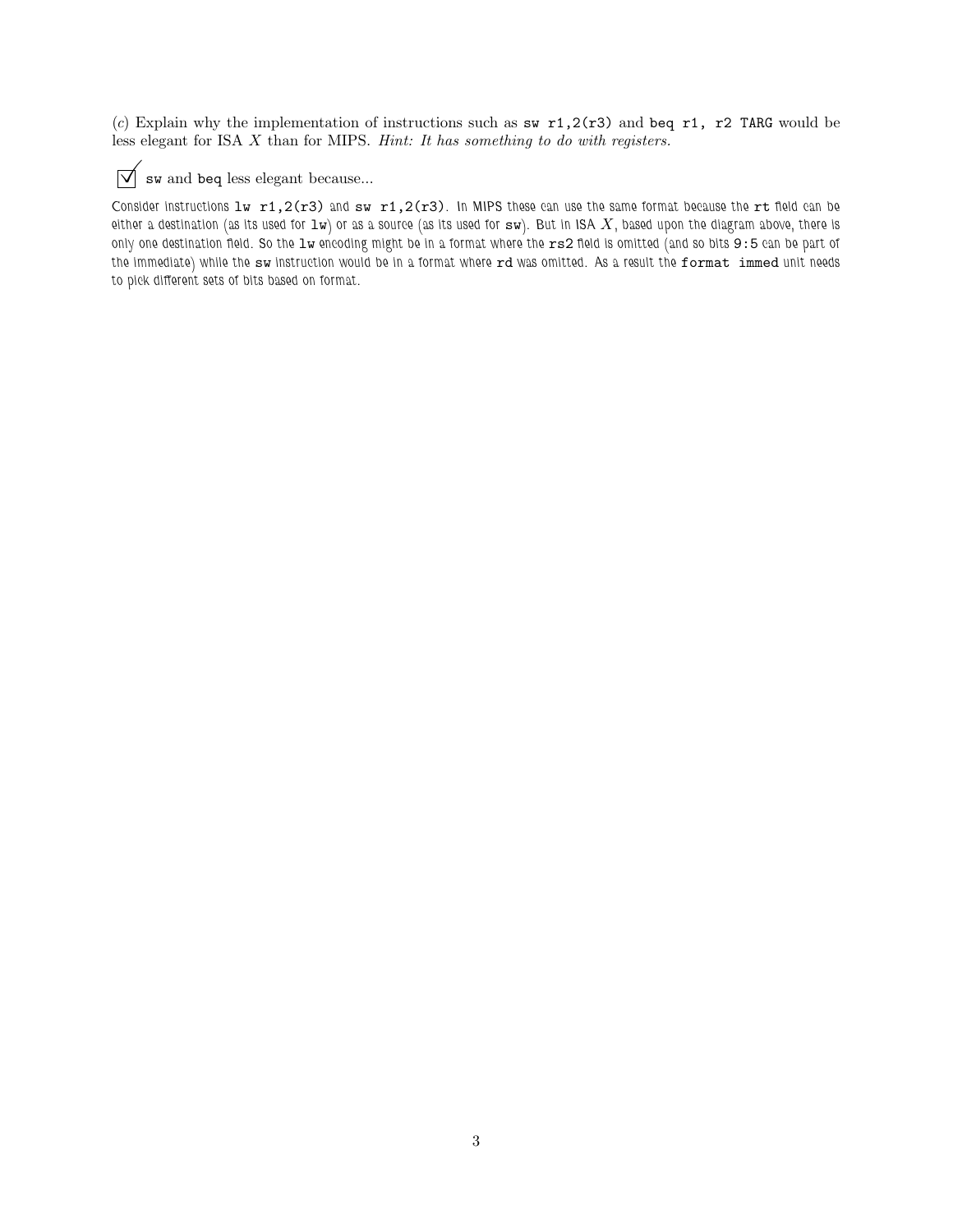(*c*) Explain why the implementation of instructions such as `sw r1,2(r3)` and `beq r1, r2 TARG` would be less elegant for ISA $X$ than for MIPS. *Hint: It has something to do with registers.*

☑ `sw` and `beq` less elegant because...

Consider instructions `lw r1,2(r3)` and `sw r1,2(r3)`. In MIPS these can use the same format because the `rt` field can be either a destination (as its used for `lw`) or as a source (as its used for `sw`). But in ISA $X$, based upon the diagram above, there is only one destination field. So the `lw` encoding might be in a format where the `rs2` field is omitted (and so bits `9:5` can be part of the immediate) while the `sw` instruction would be in a format where `rd` was omitted. As a result the `format immed` unit needs to pick different sets of bits based on format.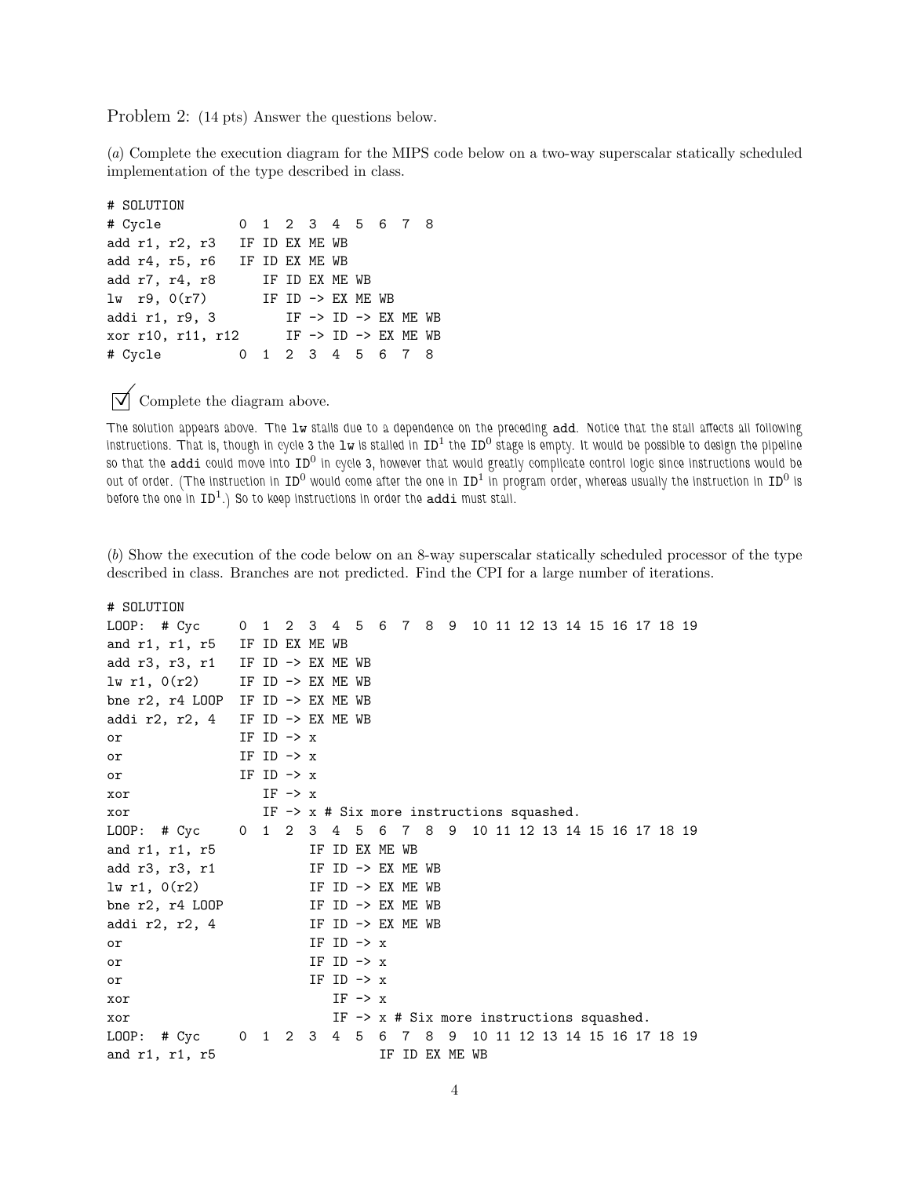Problem 2: (14 pts) Answer the questions below.

(*a*) Complete the execution diagram for the MIPS code below on a two-way superscalar statically scheduled implementation of the type described in class.

```
# SOLUTION
# Cycle          0  1  2  3  4  5  6  7  8
add r1, r2, r3   IF ID EX ME WB
add r4, r5, r6   IF ID EX ME WB
add r7, r4, r8      IF ID EX ME WB
lw  r9, 0(r7)       IF ID -> EX ME WB
addi r1, r9, 3         IF -> ID -> EX ME WB
xor r10, r11, r12      IF -> ID -> EX ME WB
# Cycle          0  1  2  3  4  5  6  7  8
```

☑ Complete the diagram above.

The solution appears above. The `lw` stalls due to a dependence on the preceding `add`. Notice that the stall affects all following instructions. That is, though in cycle 3 the `lw` is stalled in $\text{ID}^1$ the $\text{ID}^0$ stage is empty. It would be possible to design the pipeline so that the `addi` could move into $\text{ID}^0$ in cycle 3, however that would greatly complicate control logic since instructions would be out of order. (The instruction in $\text{ID}^0$ would come after the one in $\text{ID}^1$ in program order, whereas usually the instruction in $\text{ID}^0$ is before the one in $\text{ID}^1$.) So to keep instructions in order the `addi` must stall.

(*b*) Show the execution of the code below on an 8-way superscalar statically scheduled processor of the type described in class. Branches are not predicted. Find the CPI for a large number of iterations.

```
# SOLUTION
LOOP:  # Cyc     0  1  2  3  4  5  6  7  8  9  10 11 12 13 14 15 16 17 18 19
and r1, r1, r5   IF ID EX ME WB
add r3, r3, r1   IF ID -> EX ME WB
lw r1, 0(r2)     IF ID -> EX ME WB
bne r2, r4 LOOP  IF ID -> EX ME WB
addi r2, r2, 4   IF ID -> EX ME WB
or               IF ID -> x
or               IF ID -> x
or               IF ID -> x
xor                 IF -> x
xor                 IF -> x # Six more instructions squashed.
LOOP:  # Cyc     0  1  2  3  4  5  6  7  8  9  10 11 12 13 14 15 16 17 18 19
and r1, r1, r5            IF ID EX ME WB
add r3, r3, r1            IF ID -> EX ME WB
lw r1, 0(r2)              IF ID -> EX ME WB
bne r2, r4 LOOP           IF ID -> EX ME WB
addi r2, r2, 4            IF ID -> EX ME WB
or                        IF ID -> x
or                        IF ID -> x
or                        IF ID -> x
xor                          IF -> x
xor                          IF -> x # Six more instructions squashed.
LOOP:  # Cyc     0  1  2  3  4  5  6  7  8  9  10 11 12 13 14 15 16 17 18 19
and r1, r1, r5                     IF ID EX ME WB
```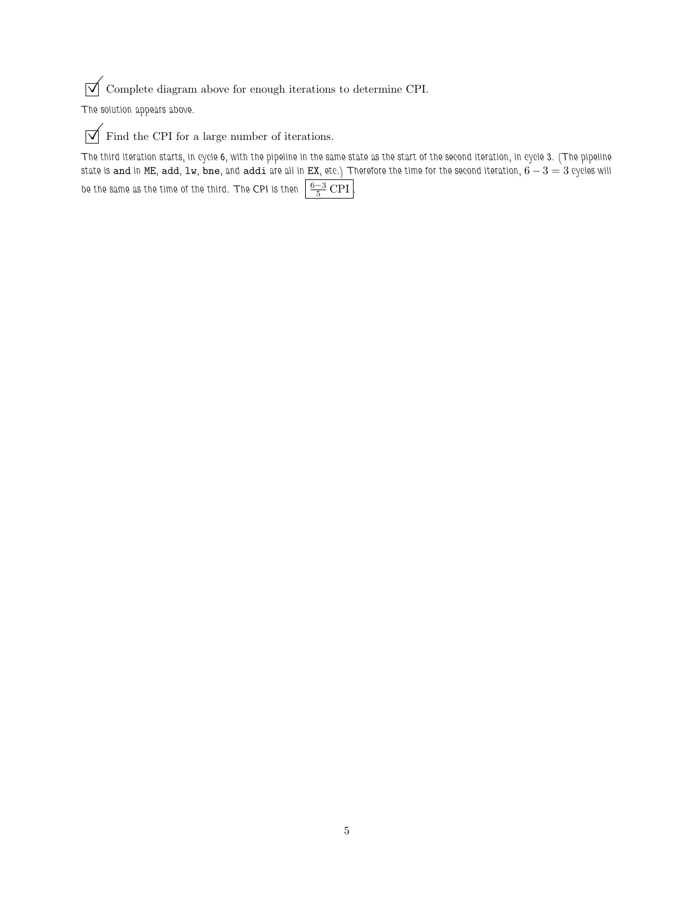☑ Complete diagram above for enough iterations to determine CPI.

The solution appears above.

☑ Find the CPI for a large number of iterations.

The third iteration starts, in cycle 6, with the pipeline in the same state as the start of the second iteration, in cycle 3. (The pipeline state is `and` in `ME`, `add`, `lw`, `bne`, and `addi` are all in `EX`, etc.) Therefore the time for the second iteration, $6 - 3 = 3$ cycles will be the same as the time of the third. The CPI is then $\boxed{\frac{6-3}{5}\,\mathrm{CPI}}$.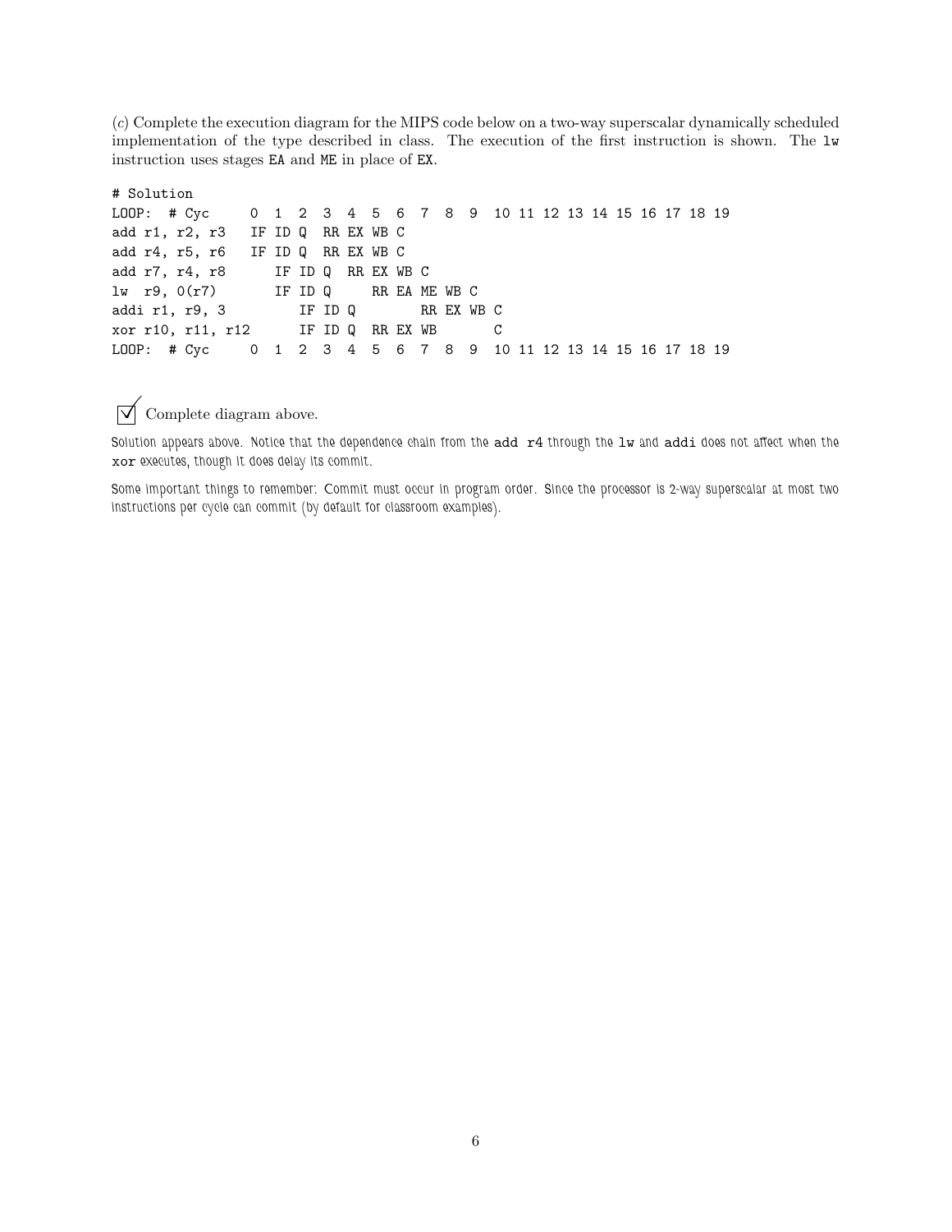(*c*) Complete the execution diagram for the MIPS code below on a two-way superscalar dynamically scheduled implementation of the type described in class. The execution of the first instruction is shown. The `lw` instruction uses stages `EA` and `ME` in place of `EX`.

```
# Solution
LOOP: # Cyc      0  1  2  3  4  5  6  7  8  9  10 11 12 13 14 15 16 17 18 19
add r1, r2, r3   IF ID Q  RR EX WB C
add r4, r5, r6   IF ID Q  RR EX WB C
add r7, r4, r8      IF ID Q  RR EX WB C
lw  r9, 0(r7)       IF ID Q     RR EA ME WB C
addi r1, r9, 3         IF ID Q        RR EX WB C
xor r10, r11, r12      IF ID Q  RR EX WB       C
LOOP: # Cyc      0  1  2  3  4  5  6  7  8  9  10 11 12 13 14 15 16 17 18 19
```

☑ Complete diagram above.

*Solution appears above. Notice that the dependence chain from the* `add r4` *through the* `lw` *and* `addi` *does not affect when the* `xor` *executes, though it does delay its commit.*

*Some important things to remember: Commit must occur in program order. Since the processor is 2-way superscalar at most two instructions per cycle can commit (by default for classroom examples).*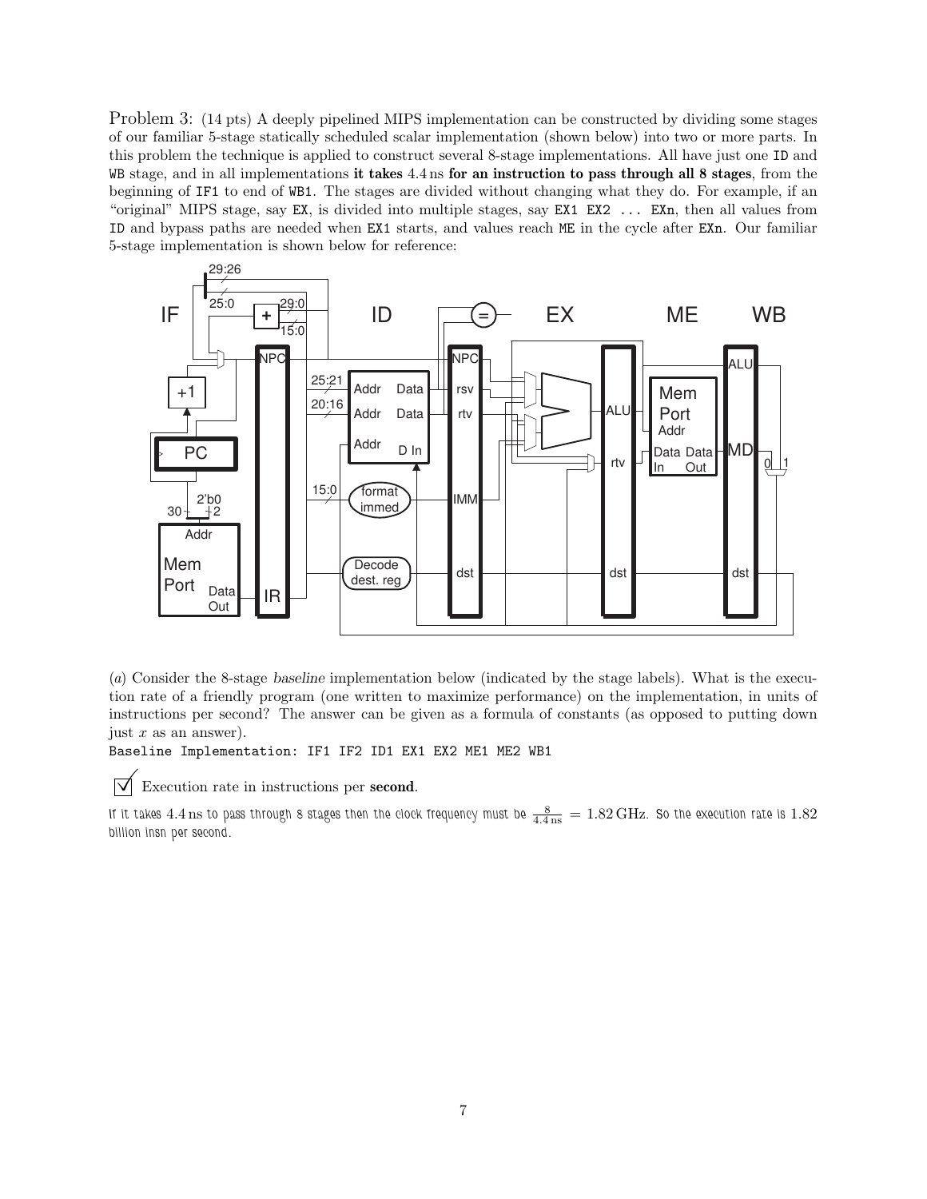Problem 3: (14 pts) A deeply pipelined MIPS implementation can be constructed by dividing some stages of our familiar 5-stage statically scheduled scalar implementation (shown below) into two or more parts. In this problem the technique is applied to construct several 8-stage implementations. All have just one `ID` and `WB` stage, and in all implementations **it takes** 4.4 ns **for an instruction to pass through all 8 stages**, from the beginning of `IF1` to end of `WB1`. The stages are divided without changing what they do. For example, if an "original" MIPS stage, say `EX`, is divided into multiple stages, say `EX1 EX2 ... EXn`, then all values from `ID` and bypass paths are needed when `EX1` starts, and values reach `ME` in the cycle after `EXn`. Our familiar 5-stage implementation is shown below for reference:

(*a*) Consider the 8-stage *baseline* implementation below (indicated by the stage labels). What is the execution rate of a friendly program (one written to maximize performance) on the implementation, in units of instructions per second? The answer can be given as a formula of constants (as opposed to putting down just $x$ as an answer).

```
Baseline Implementation: IF1 IF2 ID1 EX1 EX2 ME1 ME2 WB1
```

☑ Execution rate in instructions per **second**.

*If it takes* 4.4 ns *to pass through 8 stages then the clock frequency must be* $\frac{8}{4.4\,\mathrm{ns}} = 1.82\,\mathrm{GHz}$. *So the execution rate is* 1.82 *billion insn per second.*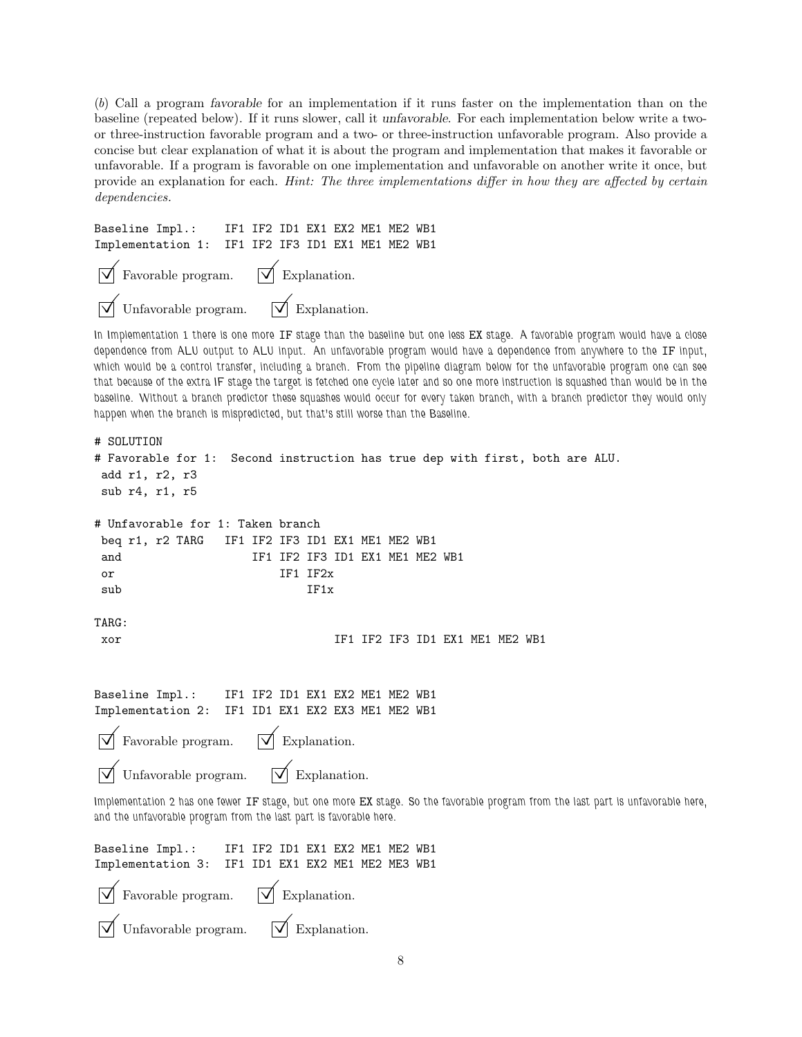(*b*) Call a program *favorable* for an implementation if it runs faster on the implementation than on the baseline (repeated below). If it runs slower, call it *unfavorable*. For each implementation below write a two- or three-instruction favorable program and a two- or three-instruction unfavorable program. Also provide a concise but clear explanation of what it is about the program and implementation that makes it favorable or unfavorable. If a program is favorable on one implementation and unfavorable on another write it once, but provide an explanation for each. *Hint: The three implementations differ in how they are affected by certain dependencies.*

```
Baseline Impl.:    IF1 IF2 ID1 EX1 EX2 ME1 ME2 WB1
Implementation 1:  IF1 IF2 IF3 ID1 EX1 ME1 ME2 WB1
```

☑ Favorable program. ☑ Explanation.

☑ Unfavorable program. ☑ Explanation.

In Implementation 1 there is one more IF stage than the baseline but one less EX stage. A favorable program would have a close dependence from ALU output to ALU input. An unfavorable program would have a dependence from anywhere to the IF input, which would be a control transfer, including a branch. From the pipeline diagram below for the unfavorable program one can see that because of the extra IF stage the target is fetched one cycle later and so one more instruction is squashed than would be in the baseline. Without a branch predictor these squashes would occur for every taken branch, with a branch predictor they would only happen when the branch is mispredicted, but that's still worse than the Baseline.

```
# SOLUTION
# Favorable for 1:  Second instruction has true dep with first, both are ALU.
 add r1, r2, r3
 sub r4, r1, r5

# Unfavorable for 1: Taken branch
 beq r1, r2 TARG   IF1 IF2 IF3 ID1 EX1 ME1 ME2 WB1
 and                   IF1 IF2 IF3 ID1 EX1 ME1 ME2 WB1
 or                        IF1 IF2x
 sub                           IF1x

TARG:
 xor                               IF1 IF2 IF3 ID1 EX1 ME1 ME2 WB1
```

```
Baseline Impl.:    IF1 IF2 ID1 EX1 EX2 ME1 ME2 WB1
Implementation 2:  IF1 ID1 EX1 EX2 EX3 ME1 ME2 WB1
```

☑ Favorable program. ☑ Explanation.

☑ Unfavorable program. ☑ Explanation.

Implementation 2 has one fewer IF stage, but one more EX stage. So the favorable program from the last part is unfavorable here, and the unfavorable program from the last part is favorable here.

```
Baseline Impl.:    IF1 IF2 ID1 EX1 EX2 ME1 ME2 WB1
Implementation 3:  IF1 ID1 EX1 EX2 ME1 ME2 ME3 WB1
```

☑ Favorable program. ☑ Explanation.

☑ Unfavorable program. ☑ Explanation.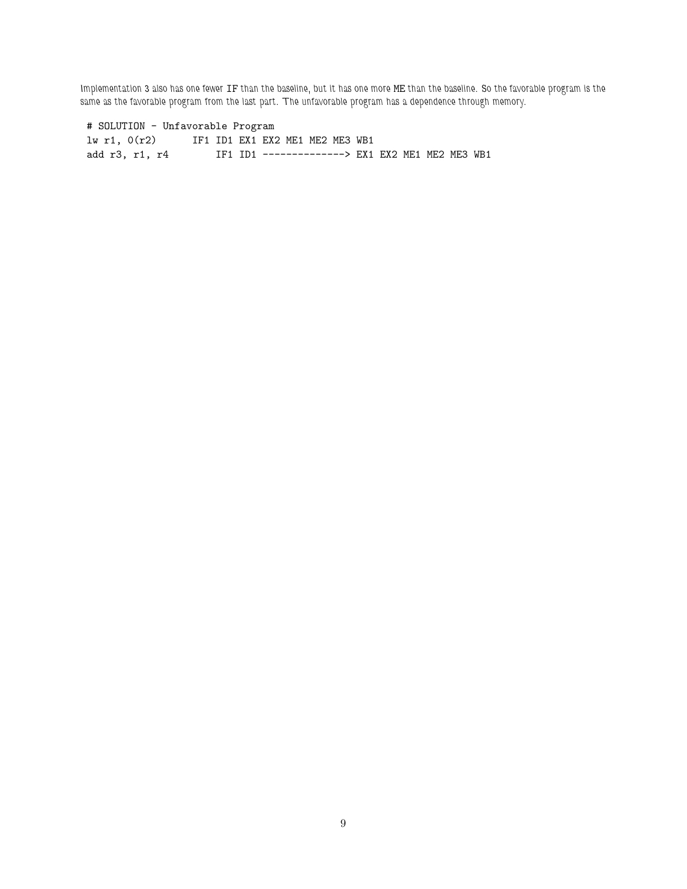Implementation 3 also has one fewer IF than the baseline, but it has one more ME than the baseline. So the favorable program is the same as the favorable program from the last part. The unfavorable program has a dependence through memory.

```
# SOLUTION - Unfavorable Program
lw r1, 0(r2)       IF1 ID1 EX1 EX2 ME1 ME2 ME3 WB1
add r3, r1, r4         IF1 ID1 --------------> EX1 EX2 ME1 ME2 ME3 WB1
```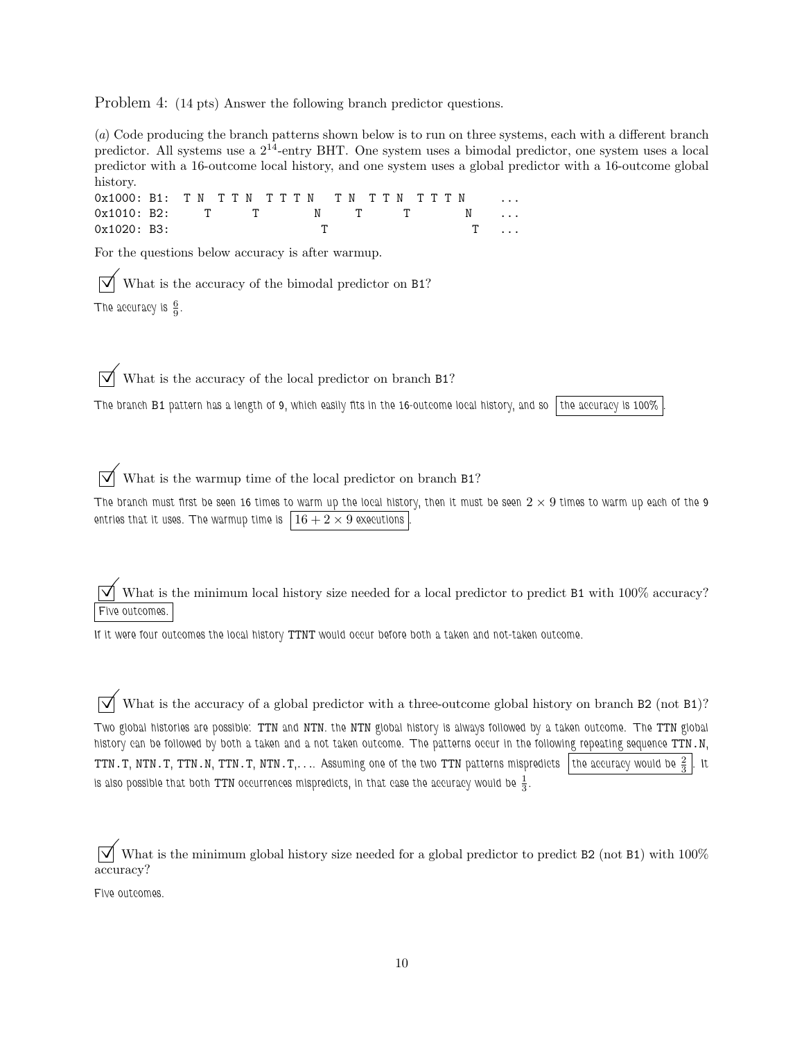Problem 4: (14 pts) Answer the following branch predictor questions.

(*a*) Code producing the branch patterns shown below is to run on three systems, each with a different branch predictor. All systems use a $2^{14}$-entry BHT. One system uses a bimodal predictor, one system uses a local predictor with a 16-outcome local history, and one system uses a global predictor with a 16-outcome global history.

```
0x1000: B1:  T N  T T N  T T T N   T N  T T N  T T T N     ...
0x1010: B2:     T      T         N     T      T         N   ...
0x1020: B3:                       T                      T  ...
```

For the questions below accuracy is after warmup.

☑ What is the accuracy of the bimodal predictor on B1?

The accuracy is $\frac{6}{9}$.

☑ What is the accuracy of the local predictor on branch B1?

The branch B1 pattern has a length of 9, which easily fits in the 16-outcome local history, and so **the accuracy is 100%**.

☑ What is the warmup time of the local predictor on branch B1?

The branch must first be seen 16 times to warm up the local history, then it must be seen $2 \times 9$ times to warm up each of the 9 entries that it uses. The warmup time is **$16 + 2 \times 9$ executions**.

☑ What is the minimum local history size needed for a local predictor to predict B1 with 100% accuracy?

**Five outcomes.**

If it were four outcomes the local history TTNT would occur before both a taken and not-taken outcome.

☑ What is the accuracy of a global predictor with a three-outcome global history on branch B2 (not B1)?

Two global histories are possible: TTN and NTN. the NTN global history is always followed by a taken outcome. The TTN global history can be followed by both a taken and a not taken outcome. The patterns occur in the following repeating sequence TTN.N, TTN.T, NTN.T, TTN.N, TTN.T, NTN.T,.... Assuming one of the two TTN patterns mispredicts **the accuracy would be $\frac{2}{3}$**. It is also possible that both TTN occurrences mispredicts, in that case the accuracy would be $\frac{1}{3}$.

☑ What is the minimum global history size needed for a global predictor to predict B2 (not B1) with 100% accuracy?

Five outcomes.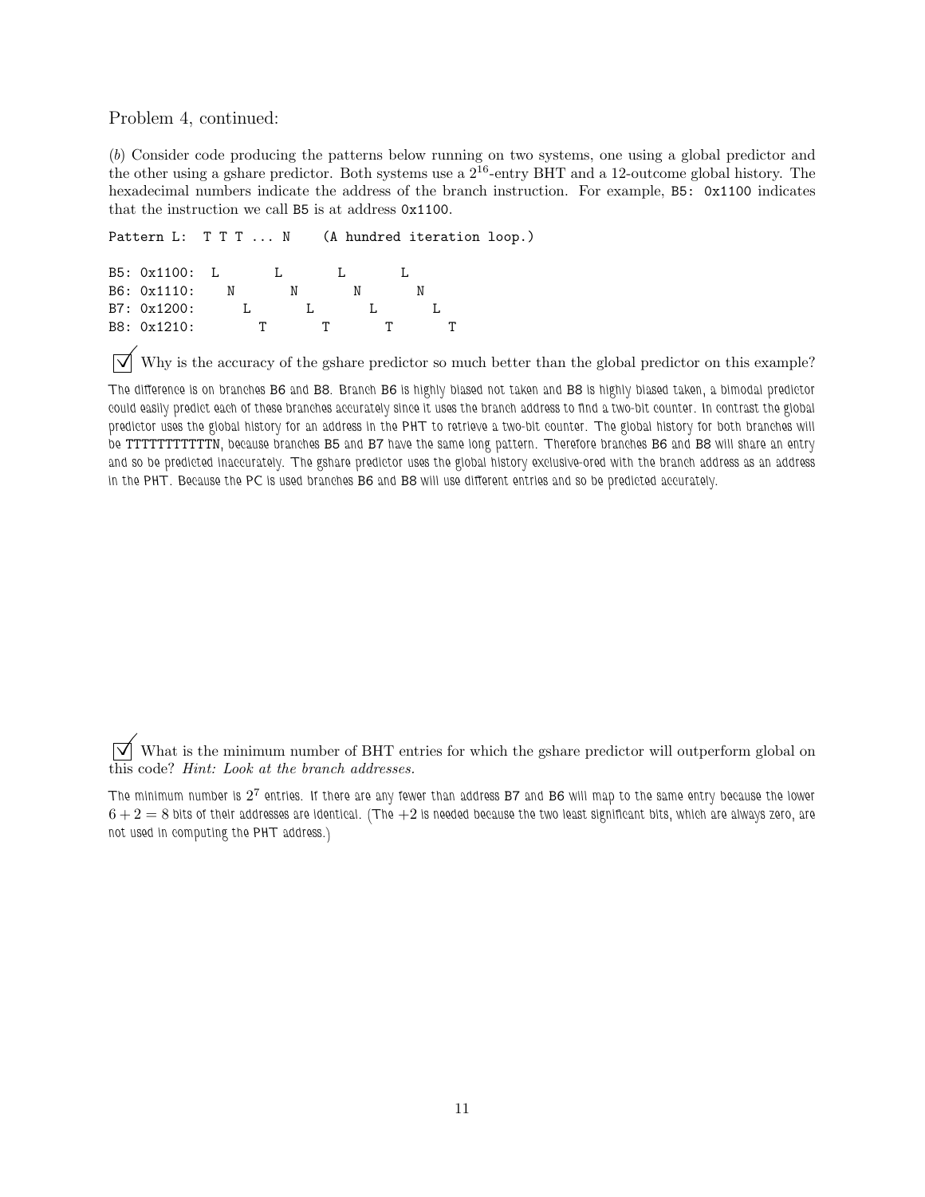Problem 4, continued:

(*b*) Consider code producing the patterns below running on two systems, one using a global predictor and the other using a gshare predictor. Both systems use a $2^{16}$-entry BHT and a 12-outcome global history. The hexadecimal numbers indicate the address of the branch instruction. For example, B5: 0x1100 indicates that the instruction we call B5 is at address 0x1100.

```
Pattern L:  T T T ... N    (A hundred iteration loop.)

B5: 0x1100:  L         L         L         L
B6: 0x1110:    N         N         N         N
B7: 0x1200:      L         L         L         L
B8: 0x1210:        T         T         T         T
```

☑ Why is the accuracy of the gshare predictor so much better than the global predictor on this example?

The difference is on branches B6 and B8. Branch B6 is highly biased not taken and B8 is highly biased taken, a bimodal predictor could easily predict each of these branches accurately since it uses the branch address to find a two-bit counter. In contrast the global predictor uses the global history for an address in the PHT to retrieve a two-bit counter. The global history for both branches will be TTTTTTTTTTTN, because branches B5 and B7 have the same long pattern. Therefore branches B6 and B8 will share an entry and so be predicted inaccurately. The gshare predictor uses the global history exclusive-ored with the branch address as an address in the PHT. Because the PC is used branches B6 and B8 will use different entries and so be predicted accurately.

☑ What is the minimum number of BHT entries for which the gshare predictor will outperform global on this code? *Hint: Look at the branch addresses.*

The minimum number is $2^7$ entries. If there are any fewer than address B7 and B6 will map to the same entry because the lower $6 + 2 = 8$ bits of their addresses are identical. (The $+2$ is needed because the two least significant bits, which are always zero, are not used in computing the PHT address.)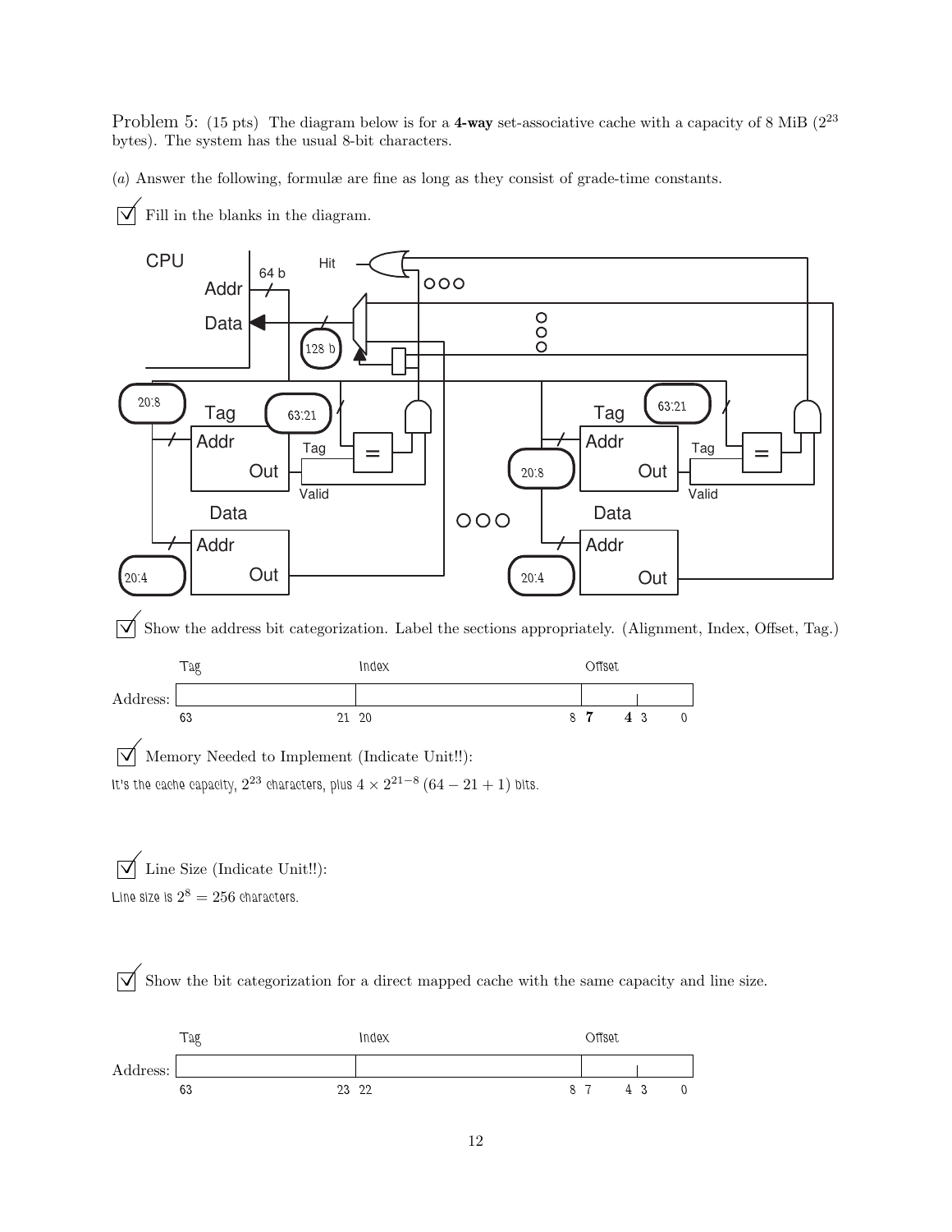Problem 5: (15 pts) The diagram below is for a **4-way** set-associative cache with a capacity of 8 MiB ($2^{23}$ bytes). The system has the usual 8-bit characters.

(*a*) Answer the following, formulæ are fine as long as they consist of grade-time constants.

☑ Fill in the blanks in the diagram.

CPU, Addr, 64 b, Data, Hit, 128 b, 20:8, Tag, 63:21, Addr, Out, Tag, =, Valid, Data, Addr, Out, 20:4, Tag, 63:21, Addr, 20:8, Out, Tag, =, Valid, Data, Addr, 20:4, Out

☑ Show the address bit categorization. Label the sections appropriately. (Alignment, Index, Offset, Tag.)

| | Tag | Index | Offset |
|---|---|---|---|
| Address: | 63 … 21 | 20 … 8 | 7 … 4, 3 … 0 |

☑ Memory Needed to Implement (Indicate Unit!!):

It's the cache capacity, $2^{23}$ characters, plus $4 \times 2^{21-8}\,(64 - 21 + 1)$ bits.

☑ Line Size (Indicate Unit!!):

Line size is $2^8 = 256$ characters.

☑ Show the bit categorization for a direct mapped cache with the same capacity and line size.

| | Tag | Index | Offset |
|---|---|---|---|
| Address: | 63 … 23 | 22 … 8 | 7 … 4, 3 … 0 |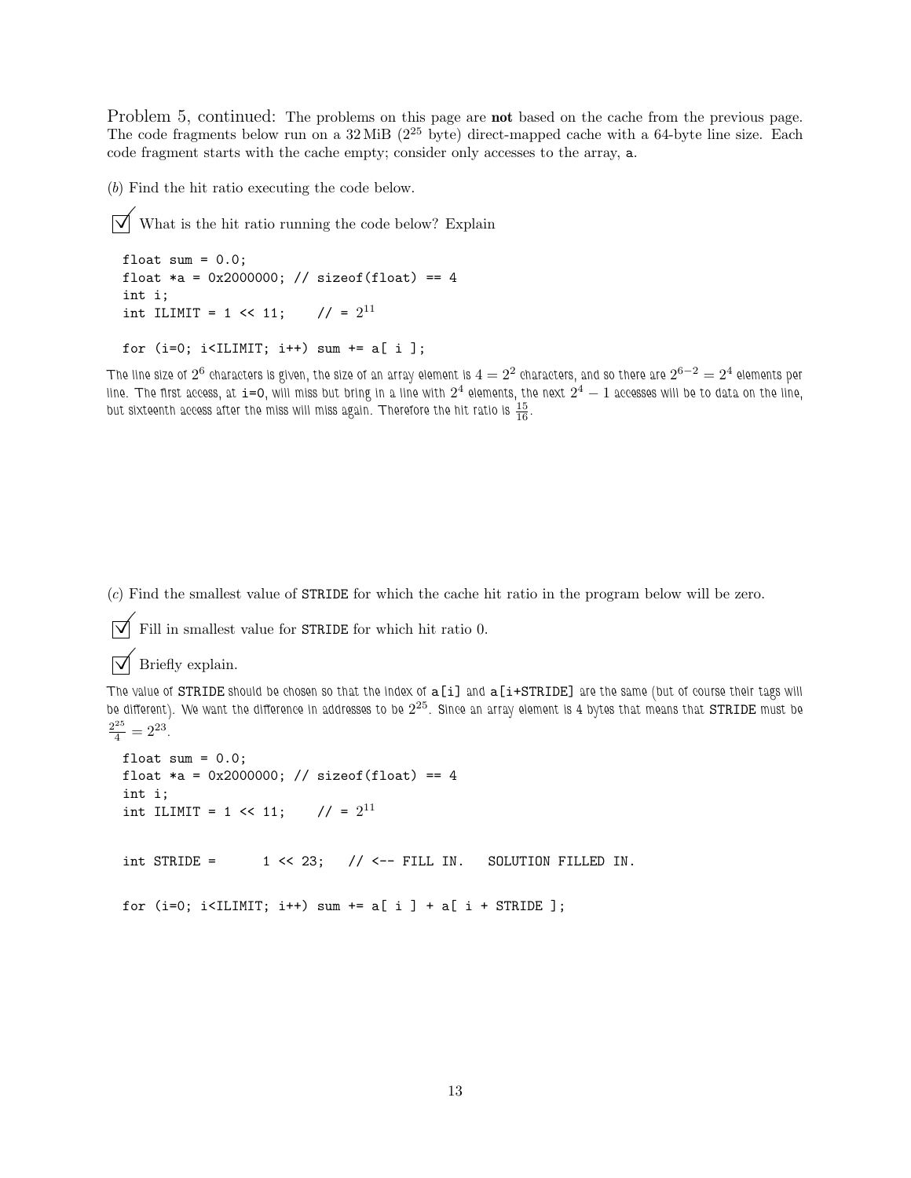Problem 5, continued: The problems on this page are **not** based on the cache from the previous page. The code fragments below run on a 32 MiB ($2^{25}$ byte) direct-mapped cache with a 64-byte line size. Each code fragment starts with the cache empty; consider only accesses to the array, `a`.

(*b*) Find the hit ratio executing the code below.

☑ What is the hit ratio running the code below? Explain

```
float sum = 0.0;
float *a = 0x2000000; // sizeof(float) == 4
int i;
int ILIMIT = 1 << 11;    // = 2^11

for (i=0; i<ILIMIT; i++) sum += a[ i ];
```

The line size of $2^6$ characters is given, the size of an array element is $4 = 2^2$ characters, and so there are $2^{6-2} = 2^4$ elements per line. The first access, at `i=0`, will miss but bring in a line with $2^4$ elements, the next $2^4 - 1$ accesses will be to data on the line, but sixteenth access after the miss will miss again. Therefore the hit ratio is $\frac{15}{16}$.

(*c*) Find the smallest value of `STRIDE` for which the cache hit ratio in the program below will be zero.

☑ Fill in smallest value for `STRIDE` for which hit ratio 0.

☑ Briefly explain.

The value of `STRIDE` should be chosen so that the index of `a[i]` and `a[i+STRIDE]` are the same (but of course their tags will be different). We want the difference in addresses to be $2^{25}$. Since an array element is 4 bytes that means that `STRIDE` must be $\frac{2^{25}}{4} = 2^{23}$.

```
float sum = 0.0;
float *a = 0x2000000; // sizeof(float) == 4
int i;
int ILIMIT = 1 << 11;    // = 2^11

int STRIDE =      1 << 23;   // <-- FILL IN.   SOLUTION FILLED IN.

for (i=0; i<ILIMIT; i++) sum += a[ i ] + a[ i + STRIDE ];
```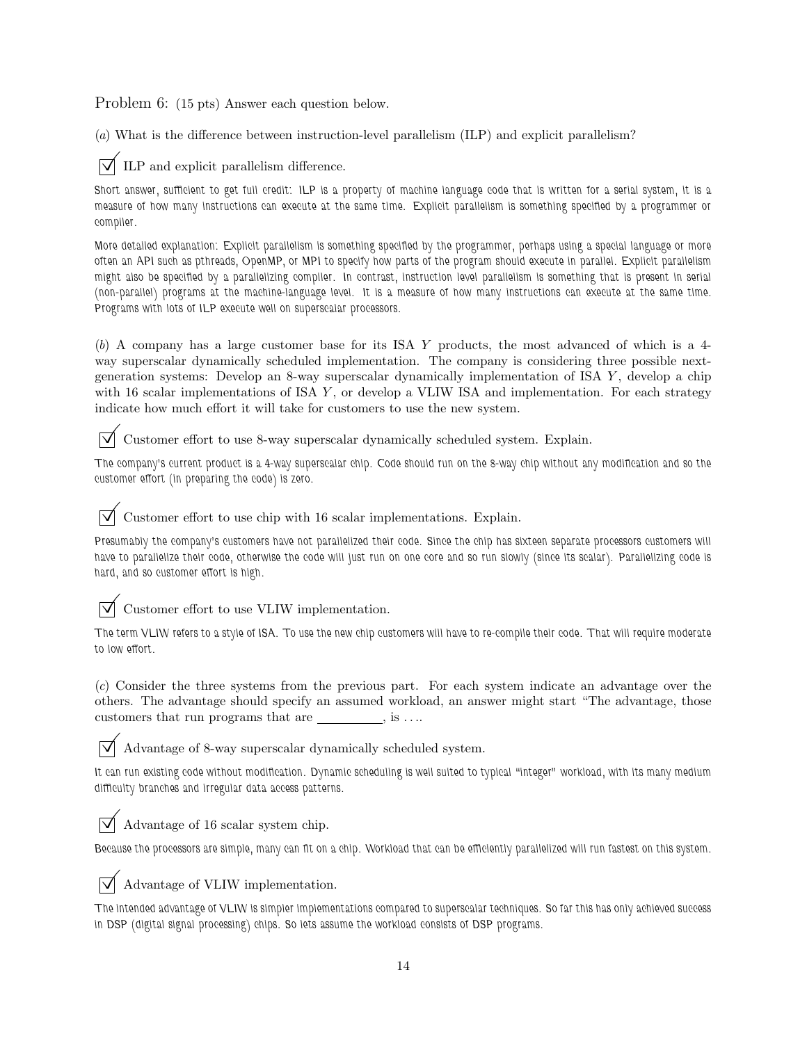Problem 6: (15 pts) Answer each question below.

(*a*) What is the difference between instruction-level parallelism (ILP) and explicit parallelism?

☑ ILP and explicit parallelism difference.

Short answer, sufficient to get full credit: ILP is a property of machine language code that is written for a serial system, it is a measure of how many instructions can execute at the same time. Explicit parallelism is something specified by a programmer or compiler.

More detailed explanation: Explicit parallelism is something specified by the programmer, perhaps using a special language or more often an API such as pthreads, OpenMP, or MPI to specify how parts of the program should execute in parallel. Explicit parallelism might also be specified by a parallelizing compiler. In contrast, instruction level parallelism is something that is present in serial (non-parallel) programs at the machine-language level. It is a measure of how many instructions can execute at the same time. Programs with lots of ILP execute well on superscalar processors.

(*b*) A company has a large customer base for its ISA $Y$ products, the most advanced of which is a 4-way superscalar dynamically scheduled implementation. The company is considering three possible next-generation systems: Develop an 8-way superscalar dynamically implementation of ISA $Y$, develop a chip with 16 scalar implementations of ISA $Y$, or develop a VLIW ISA and implementation. For each strategy indicate how much effort it will take for customers to use the new system.

☑ Customer effort to use 8-way superscalar dynamically scheduled system. Explain.

The company's current product is a 4-way superscalar chip. Code should run on the 8-way chip without any modification and so the customer effort (in preparing the code) is zero.

☑ Customer effort to use chip with 16 scalar implementations. Explain.

Presumably the company's customers have not parallelized their code. Since the chip has sixteen separate processors customers will have to parallelize their code, otherwise the code will just run on one core and so run slowly (since its scalar). Parallelizing code is hard, and so customer effort is high.

☑ Customer effort to use VLIW implementation.

The term VLIW refers to a style of ISA. To use the new chip customers will have to re-compile their code. That will require moderate to low effort.

(*c*) Consider the three systems from the previous part. For each system indicate an advantage over the others. The advantage should specify an assumed workload, an answer might start "The advantage, those customers that run programs that are __________, is ....

☑ Advantage of 8-way superscalar dynamically scheduled system.

It can run existing code without modification. Dynamic scheduling is well suited to typical "integer" workload, with its many medium difficulty branches and irregular data access patterns.

☑ Advantage of 16 scalar system chip.

Because the processors are simple, many can fit on a chip. Workload that can be efficiently parallelized will run fastest on this system.

☑ Advantage of VLIW implementation.

The intended advantage of VLIW is simpler implementations compared to superscalar techniques. So far this has only achieved success in DSP (digital signal processing) chips. So lets assume the workload consists of DSP programs.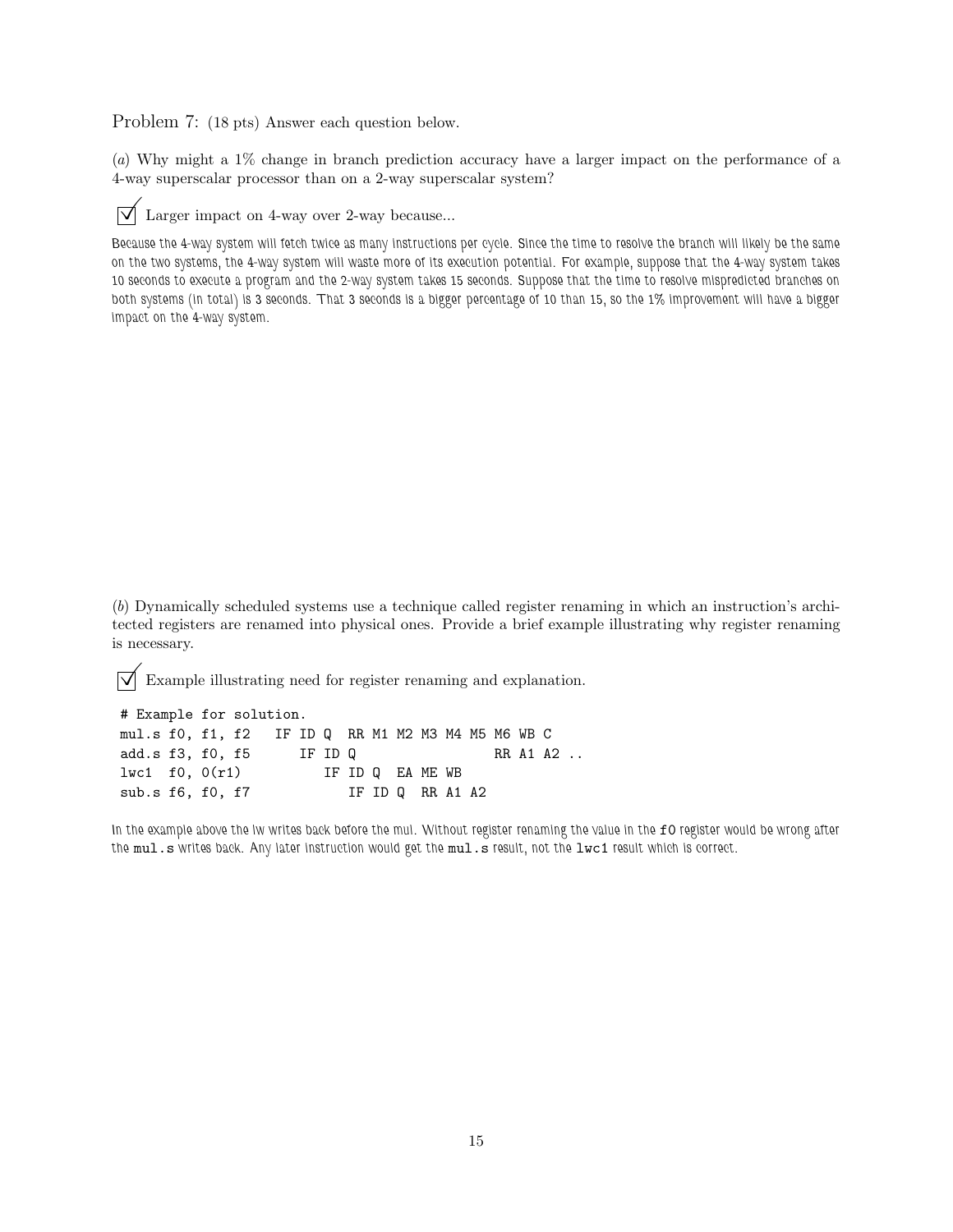Problem 7: (18 pts) Answer each question below.

(*a*) Why might a 1% change in branch prediction accuracy have a larger impact on the performance of a 4-way superscalar processor than on a 2-way superscalar system?

☑ Larger impact on 4-way over 2-way because...

*Because the 4-way system will fetch twice as many instructions per cycle. Since the time to resolve the branch will likely be the same on the two systems, the 4-way system will waste more of its execution potential. For example, suppose that the 4-way system takes 10 seconds to execute a program and the 2-way system takes 15 seconds. Suppose that the time to resolve mispredicted branches on both systems (in total) is 3 seconds. That 3 seconds is a bigger percentage of 10 than 15, so the 1% improvement will have a bigger impact on the 4-way system.*

(*b*) Dynamically scheduled systems use a technique called register renaming in which an instruction's architected registers are renamed into physical ones. Provide a brief example illustrating why register renaming is necessary.

☑ Example illustrating need for register renaming and explanation.

```
# Example for solution.
mul.s f0, f1, f2   IF ID Q  RR M1 M2 M3 M4 M5 M6 WB C
add.s f3, f0, f5      IF ID Q                   RR A1 A2 ..
lwc1  f0, 0(r1)          IF ID Q  EA ME WB
sub.s f6, f0, f7            IF ID Q  RR A1 A2
```

*In the example above the lw writes back before the mul. Without register renaming the value in the `f0` register would be wrong after the `mul.s` writes back. Any later instruction would get the `mul.s` result, not the `lwc1` result which is correct.*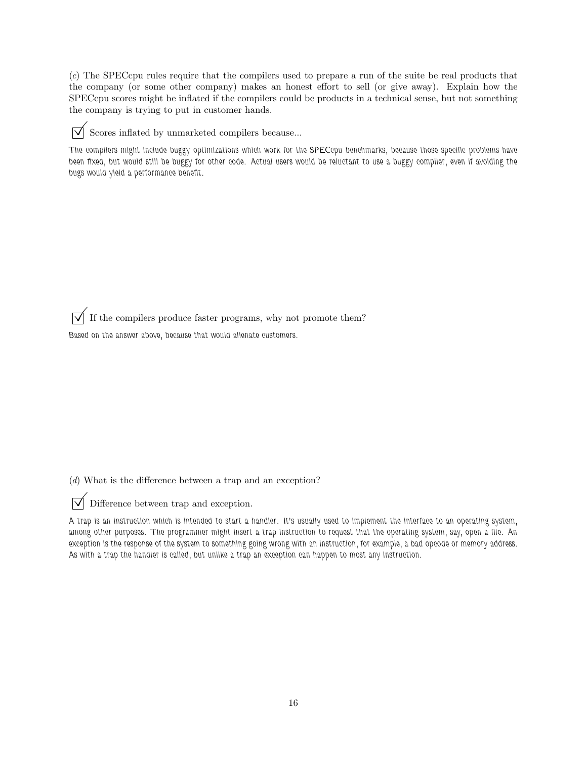(*c*) The SPECcpu rules require that the compilers used to prepare a run of the suite be real products that the company (or some other company) makes an honest effort to sell (or give away). Explain how the SPECcpu scores might be inflated if the compilers could be products in a technical sense, but not something the company is trying to put in customer hands.

☑ Scores inflated by unmarketed compilers because...

The compilers might include buggy optimizations which work for the SPECcpu benchmarks, because those specific problems have been fixed, but would still be buggy for other code. Actual users would be reluctant to use a buggy compiler, even if avoiding the bugs would yield a performance benefit.

☑ If the compilers produce faster programs, why not promote them?

Based on the answer above, because that would alienate customers.

(*d*) What is the difference between a trap and an exception?

☑ Difference between trap and exception.

A trap is an instruction which is intended to start a handler. It's usually used to implement the interface to an operating system, among other purposes. The programmer might insert a trap instruction to request that the operating system, say, open a file. An exception is the response of the system to something going wrong with an instruction, for example, a bad opcode or memory address. As with a trap the handler is called, but unlike a trap an exception can happen to most any instruction.